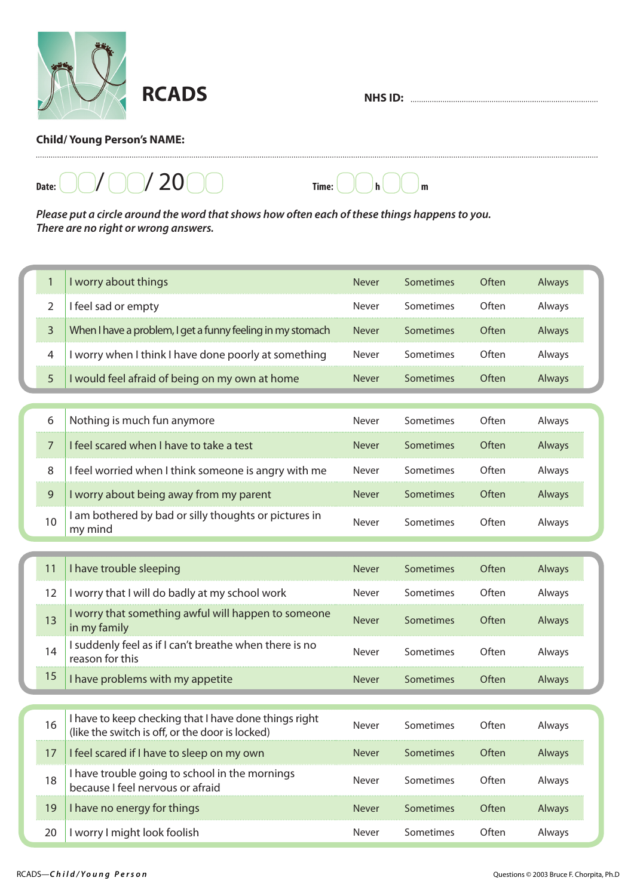# RCADS

**NHS ID:** ..................................................

**Child/ Young Person's NAME:**

..................................................

**Date:** __ / __ / 20__ **Time:** __ h __ m

*Please put a circle around the word that shows how often each of these things happens to you. There are no right or wrong answers.*

| | | | | | |
|---|---|---|---|---|---|
| 1 | I worry about things | Never | Sometimes | Often | Always |
| 2 | I feel sad or empty | Never | Sometimes | Often | Always |
| 3 | When I have a problem, I get a funny feeling in my stomach | Never | Sometimes | Often | Always |
| 4 | I worry when I think I have done poorly at something | Never | Sometimes | Often | Always |
| 5 | I would feel afraid of being on my own at home | Never | Sometimes | Often | Always |
| 6 | Nothing is much fun anymore | Never | Sometimes | Often | Always |
| 7 | I feel scared when I have to take a test | Never | Sometimes | Often | Always |
| 8 | I feel worried when I think someone is angry with me | Never | Sometimes | Often | Always |
| 9 | I worry about being away from my parent | Never | Sometimes | Often | Always |
| 10 | I am bothered by bad or silly thoughts or pictures in my mind | Never | Sometimes | Often | Always |
| 11 | I have trouble sleeping | Never | Sometimes | Often | Always |
| 12 | I worry that I will do badly at my school work | Never | Sometimes | Often | Always |
| 13 | I worry that something awful will happen to someone in my family | Never | Sometimes | Often | Always |
| 14 | I suddenly feel as if I can't breathe when there is no reason for this | Never | Sometimes | Often | Always |
| 15 | I have problems with my appetite | Never | Sometimes | Often | Always |
| 16 | I have to keep checking that I have done things right (like the switch is off, or the door is locked) | Never | Sometimes | Often | Always |
| 17 | I feel scared if I have to sleep on my own | Never | Sometimes | Often | Always |
| 18 | I have trouble going to school in the mornings because I feel nervous or afraid | Never | Sometimes | Often | Always |
| 19 | I have no energy for things | Never | Sometimes | Often | Always |
| 20 | I worry I might look foolish | Never | Sometimes | Often | Always |

RCADS—*Child/Young Person*

Questions © 2003 Bruce F. Chorpita, Ph.D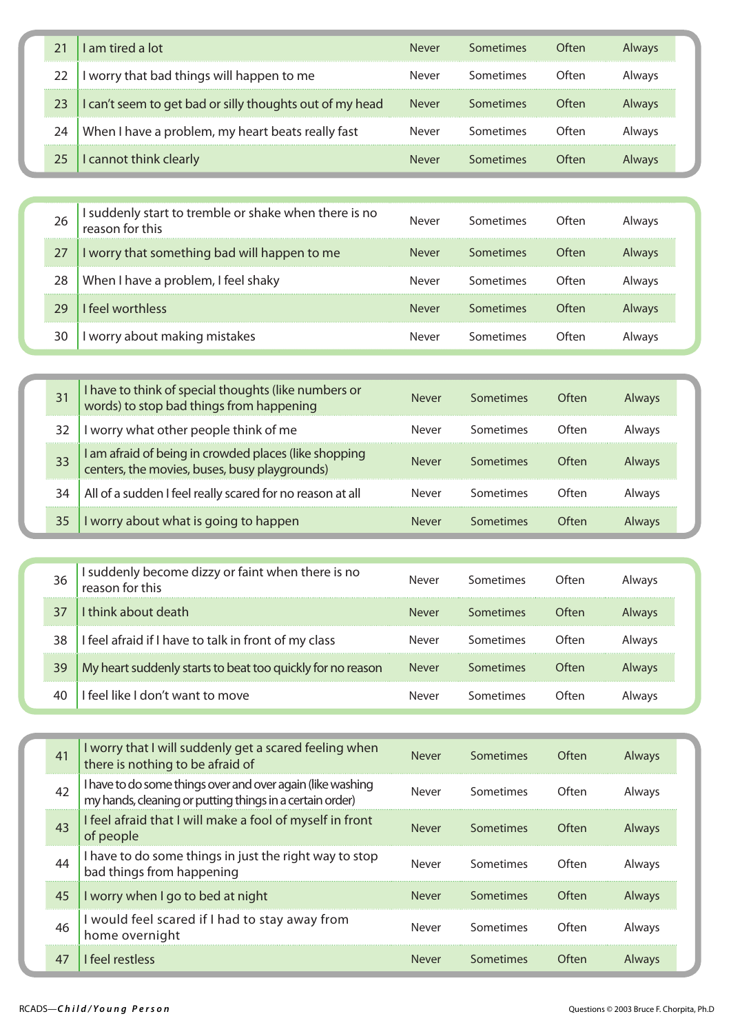| | | | | | |
|---|---|---|---|---|---|
| 21 | I am tired a lot | Never | Sometimes | Often | Always |
| 22 | I worry that bad things will happen to me | Never | Sometimes | Often | Always |
| 23 | I can't seem to get bad or silly thoughts out of my head | Never | Sometimes | Often | Always |
| 24 | When I have a problem, my heart beats really fast | Never | Sometimes | Often | Always |
| 25 | I cannot think clearly | Never | Sometimes | Often | Always |

| | | | | | |
|---|---|---|---|---|---|
| 26 | I suddenly start to tremble or shake when there is no reason for this | Never | Sometimes | Often | Always |
| 27 | I worry that something bad will happen to me | Never | Sometimes | Often | Always |
| 28 | When I have a problem, I feel shaky | Never | Sometimes | Often | Always |
| 29 | I feel worthless | Never | Sometimes | Often | Always |
| 30 | I worry about making mistakes | Never | Sometimes | Often | Always |

| | | | | | |
|---|---|---|---|---|---|
| 31 | I have to think of special thoughts (like numbers or words) to stop bad things from happening | Never | Sometimes | Often | Always |
| 32 | I worry what other people think of me | Never | Sometimes | Often | Always |
| 33 | I am afraid of being in crowded places (like shopping centers, the movies, buses, busy playgrounds) | Never | Sometimes | Often | Always |
| 34 | All of a sudden I feel really scared for no reason at all | Never | Sometimes | Often | Always |
| 35 | I worry about what is going to happen | Never | Sometimes | Often | Always |

| | | | | | |
|---|---|---|---|---|---|
| 36 | I suddenly become dizzy or faint when there is no reason for this | Never | Sometimes | Often | Always |
| 37 | I think about death | Never | Sometimes | Often | Always |
| 38 | I feel afraid if I have to talk in front of my class | Never | Sometimes | Often | Always |
| 39 | My heart suddenly starts to beat too quickly for no reason | Never | Sometimes | Often | Always |
| 40 | I feel like I don't want to move | Never | Sometimes | Often | Always |

| | | | | | |
|---|---|---|---|---|---|
| 41 | I worry that I will suddenly get a scared feeling when there is nothing to be afraid of | Never | Sometimes | Often | Always |
| 42 | I have to do some things over and over again (like washing my hands, cleaning or putting things in a certain order) | Never | Sometimes | Often | Always |
| 43 | I feel afraid that I will make a fool of myself in front of people | Never | Sometimes | Often | Always |
| 44 | I have to do some things in just the right way to stop bad things from happening | Never | Sometimes | Often | Always |
| 45 | I worry when I go to bed at night | Never | Sometimes | Often | Always |
| 46 | I would feel scared if I had to stay away from home overnight | Never | Sometimes | Often | Always |
| 47 | I feel restless | Never | Sometimes | Often | Always |

RCADS—***Child/Young Person***

Questions © 2003 Bruce F. Chorpita, Ph.D